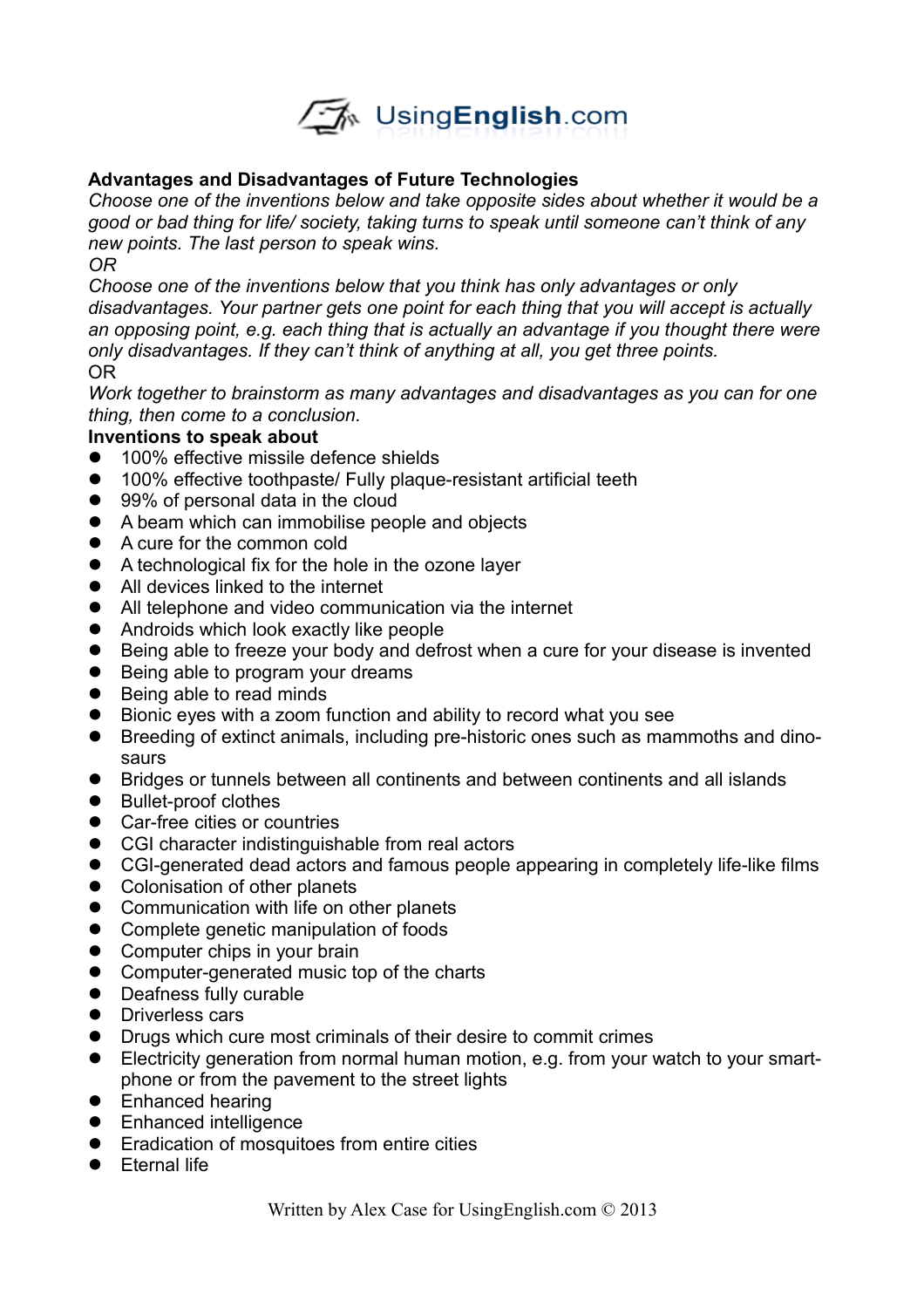**Advantages and Disadvantages of Future Technologies**

*Choose one of the inventions below and take opposite sides about whether it would be a good or bad thing for life/ society, taking turns to speak until someone can't think of any new points. The last person to speak wins.*

*OR*

*Choose one of the inventions below that you think has only advantages or only disadvantages. Your partner gets one point for each thing that you will accept is actually an opposing point, e.g. each thing that is actually an advantage if you thought there were only disadvantages. If they can't think of anything at all, you get three points.*

OR

*Work together to brainstorm as many advantages and disadvantages as you can for one thing, then come to a conclusion.*

**Inventions to speak about**

- 100% effective missile defence shields
- 100% effective toothpaste/ Fully plaque-resistant artificial teeth
- 99% of personal data in the cloud
- A beam which can immobilise people and objects
- A cure for the common cold
- A technological fix for the hole in the ozone layer
- All devices linked to the internet
- All telephone and video communication via the internet
- Androids which look exactly like people
- Being able to freeze your body and defrost when a cure for your disease is invented
- Being able to program your dreams
- Being able to read minds
- Bionic eyes with a zoom function and ability to record what you see
- Breeding of extinct animals, including pre-historic ones such as mammoths and dinosaurs
- Bridges or tunnels between all continents and between continents and all islands
- Bullet-proof clothes
- Car-free cities or countries
- CGI character indistinguishable from real actors
- CGI-generated dead actors and famous people appearing in completely life-like films
- Colonisation of other planets
- Communication with life on other planets
- Complete genetic manipulation of foods
- Computer chips in your brain
- Computer-generated music top of the charts
- Deafness fully curable
- Driverless cars
- Drugs which cure most criminals of their desire to commit crimes
- Electricity generation from normal human motion, e.g. from your watch to your smartphone or from the pavement to the street lights
- Enhanced hearing
- Enhanced intelligence
- Eradication of mosquitoes from entire cities
- Eternal life

Written by Alex Case for UsingEnglish.com © 2013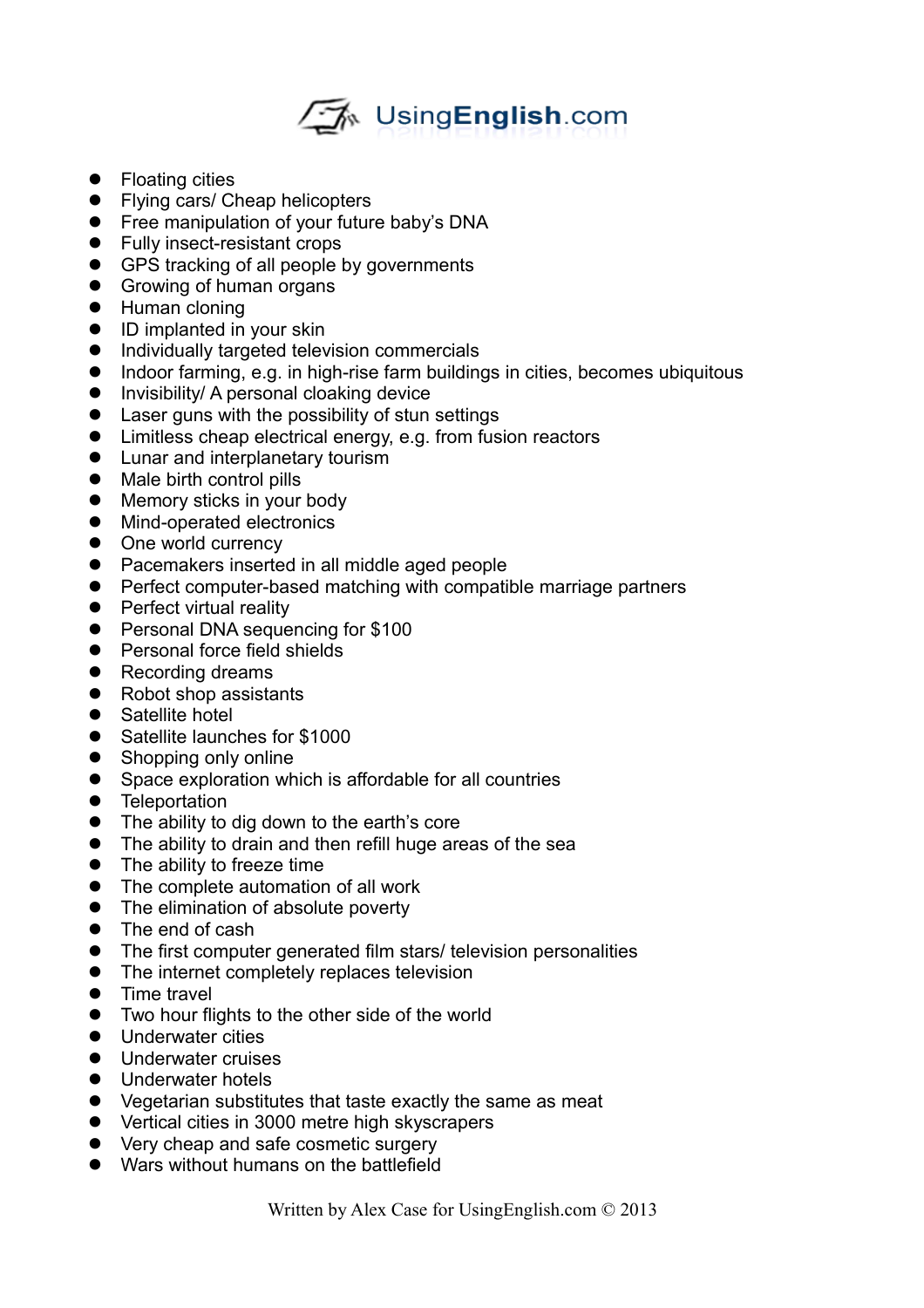- Floating cities
- Flying cars/ Cheap helicopters
- Free manipulation of your future baby's DNA
- Fully insect-resistant crops
- GPS tracking of all people by governments
- Growing of human organs
- Human cloning
- ID implanted in your skin
- Individually targeted television commercials
- Indoor farming, e.g. in high-rise farm buildings in cities, becomes ubiquitous
- Invisibility/ A personal cloaking device
- Laser guns with the possibility of stun settings
- Limitless cheap electrical energy, e.g. from fusion reactors
- Lunar and interplanetary tourism
- Male birth control pills
- Memory sticks in your body
- Mind-operated electronics
- One world currency
- Pacemakers inserted in all middle aged people
- Perfect computer-based matching with compatible marriage partners
- Perfect virtual reality
- Personal DNA sequencing for $100
- Personal force field shields
- Recording dreams
- Robot shop assistants
- Satellite hotel
- Satellite launches for $1000
- Shopping only online
- Space exploration which is affordable for all countries
- Teleportation
- The ability to dig down to the earth's core
- The ability to drain and then refill huge areas of the sea
- The ability to freeze time
- The complete automation of all work
- The elimination of absolute poverty
- The end of cash
- The first computer generated film stars/ television personalities
- The internet completely replaces television
- Time travel
- Two hour flights to the other side of the world
- Underwater cities
- Underwater cruises
- Underwater hotels
- Vegetarian substitutes that taste exactly the same as meat
- Vertical cities in 3000 metre high skyscrapers
- Very cheap and safe cosmetic surgery
- Wars without humans on the battlefield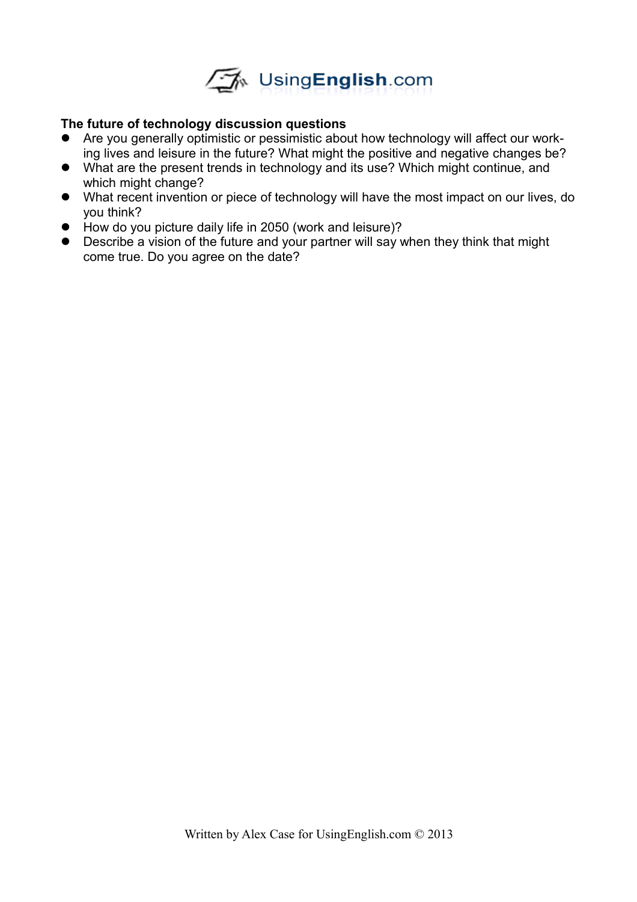**The future of technology discussion questions**

- Are you generally optimistic or pessimistic about how technology will affect our working lives and leisure in the future? What might the positive and negative changes be?
- What are the present trends in technology and its use? Which might continue, and which might change?
- What recent invention or piece of technology will have the most impact on our lives, do you think?
- How do you picture daily life in 2050 (work and leisure)?
- Describe a vision of the future and your partner will say when they think that might come true. Do you agree on the date?

Written by Alex Case for UsingEnglish.com © 2013